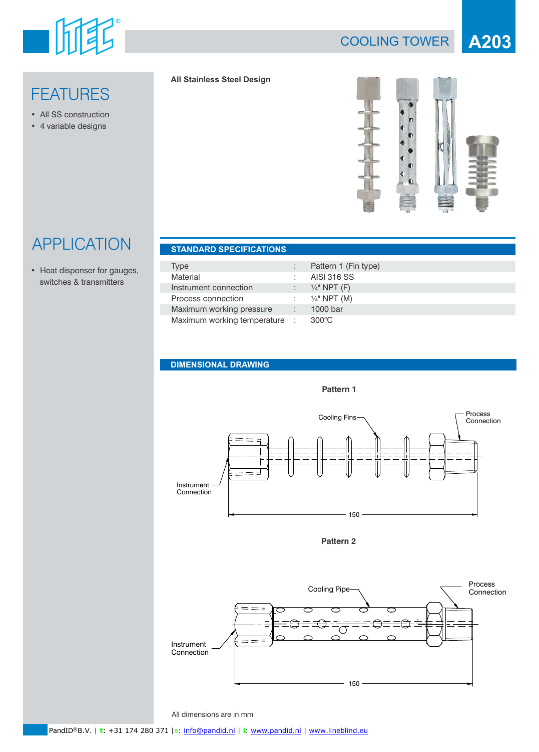# COOLING TOWER A203

## FEATURES

- All SS construction
- 4 variable designs

**All Stainless Steel Design**

## APPLICATION

- Heat dispenser for gauges, switches & transmitters

## STANDARD SPECIFICATIONS

| | | |
|---|---|---|
| Type | : | Pattern 1 (Fin type) |
| Material | : | AISI 316 SS |
| Instrument connection | : | ¼" NPT (F) |
| Process connection | : | ¼" NPT (M) |
| Maximum working pressure | : | 1000 bar |
| Maximum working temperature | : | 300°C |

## DIMENSIONAL DRAWING

**Pattern 1**

Cooling Fins

Process Connection

Instrument Connection

150

**Pattern 2**

Cooling Pipe

Process Connection

Instrument Connection

150

All dimensions are in mm

PandID®B.V. | t: +31 174 280 371 | e: info@pandid.nl | i: www.pandid.nl | www.lineblind.eu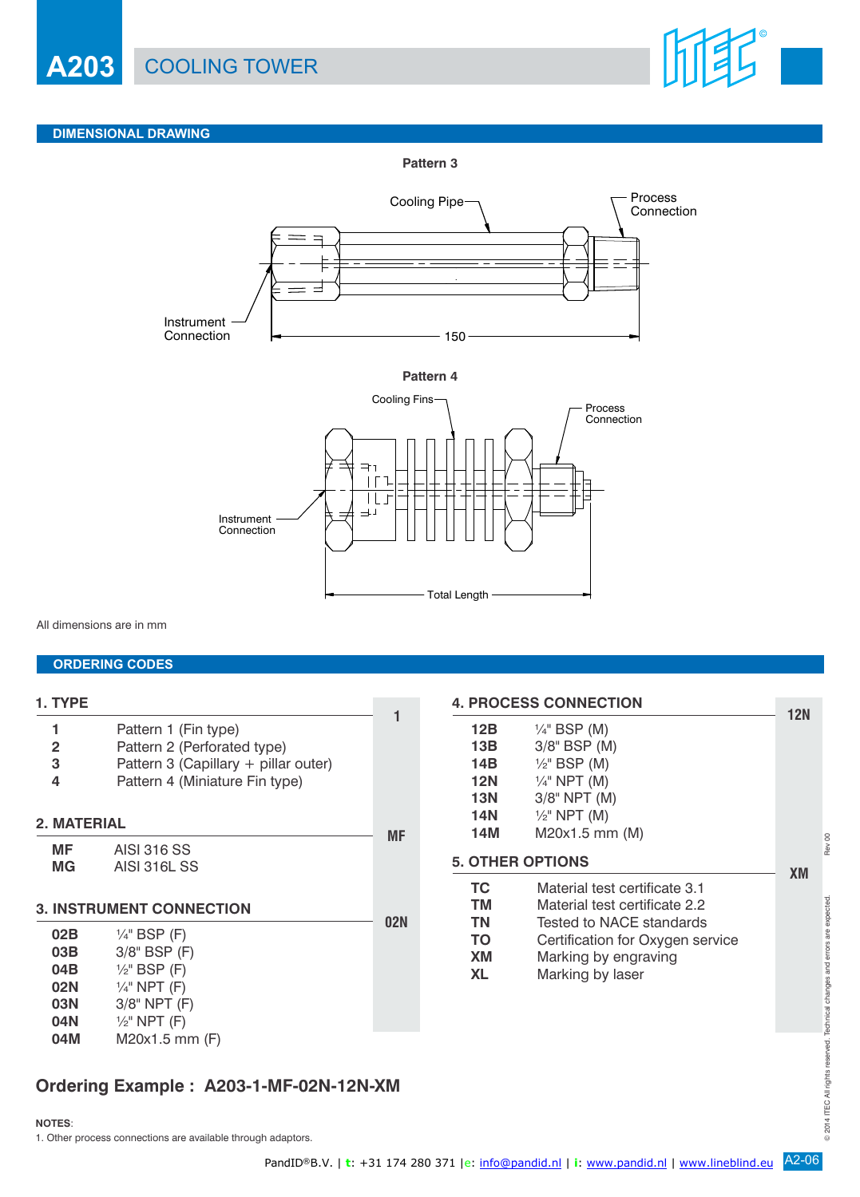# A203 COOLING TOWER

## DIMENSIONAL DRAWING

Pattern 3

Cooling Pipe

Process Connection

Instrument Connection

150

Pattern 4

Cooling Fins

Process Connection

Instrument Connection

Total Length

All dimensions are in mm

## ORDERING CODES

### 1. TYPE

**1**

| | |
|---|---|
| **1** | Pattern 1 (Fin type) |
| **2** | Pattern 2 (Perforated type) |
| **3** | Pattern 3 (Capillary + pillar outer) |
| **4** | Pattern 4 (Miniature Fin type) |

### 2. MATERIAL

**MF**

| | |
|---|---|
| **MF** | AISI 316 SS |
| **MG** | AISI 316L SS |

### 3. INSTRUMENT CONNECTION

**02N**

| | |
|---|---|
| **02B** | ¼" BSP (F) |
| **03B** | 3/8" BSP (F) |
| **04B** | ½" BSP (F) |
| **02N** | ¼" NPT (F) |
| **03N** | 3/8" NPT (F) |
| **04N** | ½" NPT (F) |
| **04M** | M20x1.5 mm (F) |

### 4. PROCESS CONNECTION

**12N**

| | |
|---|---|
| **12B** | ¼" BSP (M) |
| **13B** | 3/8" BSP (M) |
| **14B** | ½" BSP (M) |
| **12N** | ¼" NPT (M) |
| **13N** | 3/8" NPT (M) |
| **14N** | ½" NPT (M) |
| **14M** | M20x1.5 mm (M) |

### 5. OTHER OPTIONS

**XM**

| | |
|---|---|
| **TC** | Material test certificate 3.1 |
| **TM** | Material test certificate 2.2 |
| **TN** | Tested to NACE standards |
| **TO** | Certification for Oxygen service |
| **XM** | Marking by engraving |
| **XL** | Marking by laser |

## Ordering Example : A203-1-MF-02N-12N-XM

**NOTES**:
1. Other process connections are available through adaptors.